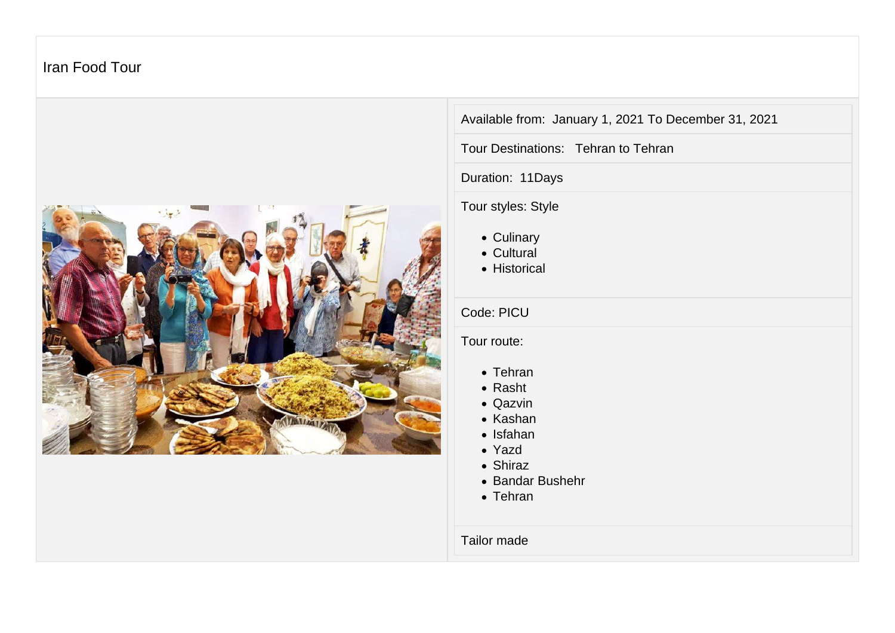# Iran Food Tour

Available from: January 1, 2021 To December 31, 2021

Tour Destinations: Tehran to Tehran

Duration: 11Days

Tour styles: Style

- Culinary
- Cultural
- Historical

Code: PICU

Tour route:

- Tehran
- Rasht
- Qazvin
- Kashan
- Isfahan
- Yazd
- Shiraz
- Bandar Bushehr
- Tehran

Tailor made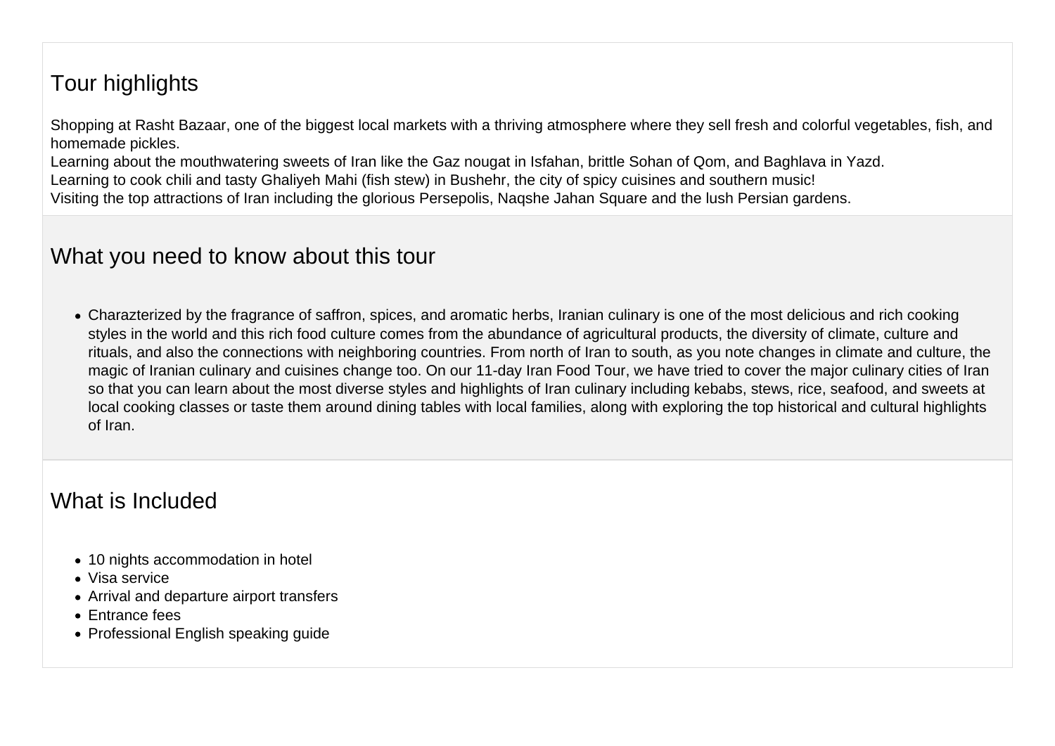## Tour highlights

Shopping at Rasht Bazaar, one of the biggest local markets with a thriving atmosphere where they sell fresh and colorful vegetables, fish, and homemade pickles.
Learning about the mouthwatering sweets of Iran like the Gaz nougat in Isfahan, brittle Sohan of Qom, and Baghlava in Yazd.
Learning to cook chili and tasty Ghaliyeh Mahi (fish stew) in Bushehr, the city of spicy cuisines and southern music!
Visiting the top attractions of Iran including the glorious Persepolis, Naqshe Jahan Square and the lush Persian gardens.

## What you need to know about this tour

- Charazterized by the fragrance of saffron, spices, and aromatic herbs, Iranian culinary is one of the most delicious and rich cooking styles in the world and this rich food culture comes from the abundance of agricultural products, the diversity of climate, culture and rituals, and also the connections with neighboring countries. From north of Iran to south, as you note changes in climate and culture, the magic of Iranian culinary and cuisines change too. On our 11-day Iran Food Tour, we have tried to cover the major culinary cities of Iran so that you can learn about the most diverse styles and highlights of Iran culinary including kebabs, stews, rice, seafood, and sweets at local cooking classes or taste them around dining tables with local families, along with exploring the top historical and cultural highlights of Iran.

## What is Included

- 10 nights accommodation in hotel
- Visa service
- Arrival and departure airport transfers
- Entrance fees
- Professional English speaking guide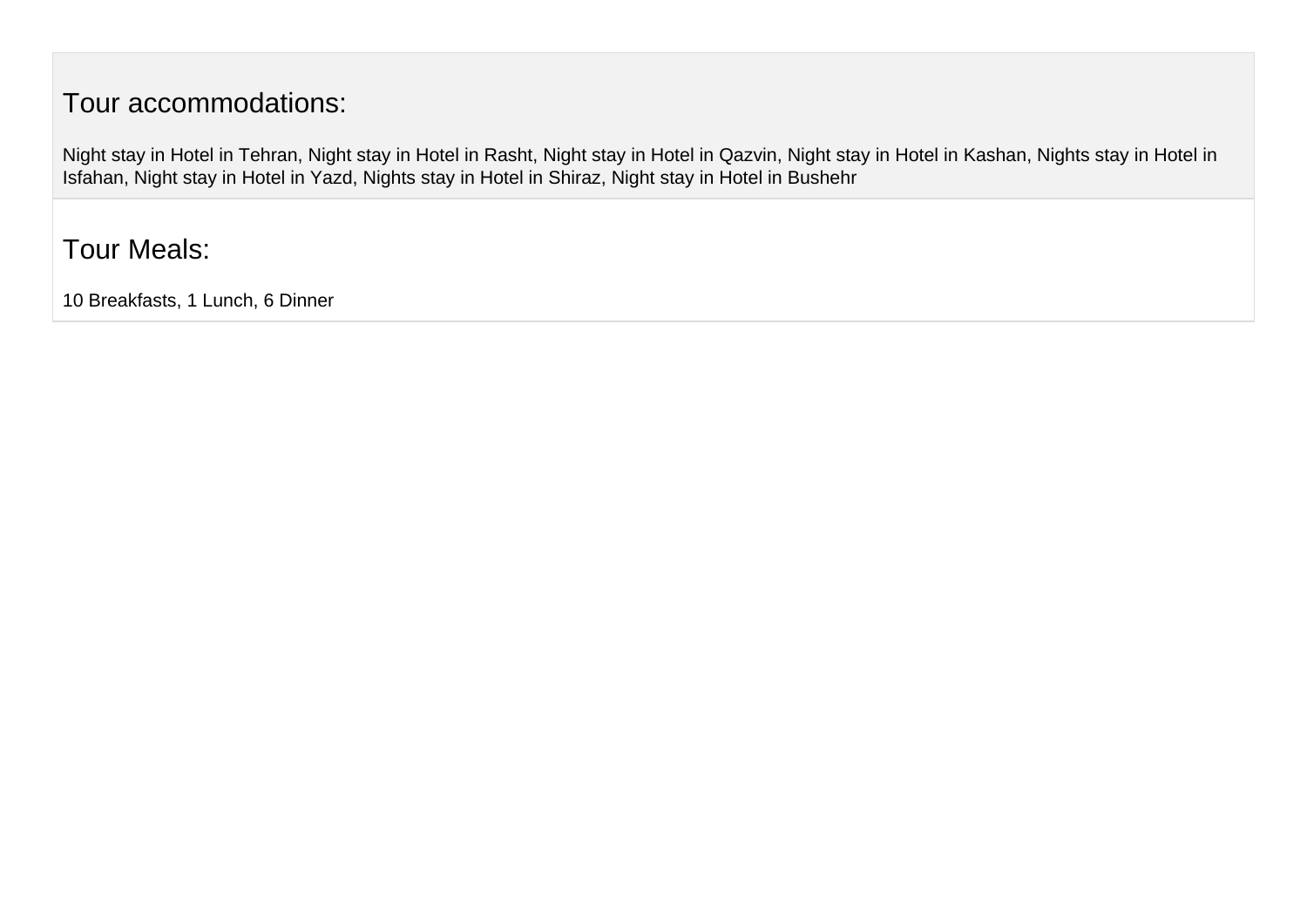## Tour accommodations:

Night stay in Hotel in Tehran, Night stay in Hotel in Rasht, Night stay in Hotel in Qazvin, Night stay in Hotel in Kashan, Nights stay in Hotel in Isfahan, Night stay in Hotel in Yazd, Nights stay in Hotel in Shiraz, Night stay in Hotel in Bushehr

## Tour Meals:

10 Breakfasts, 1 Lunch, 6 Dinner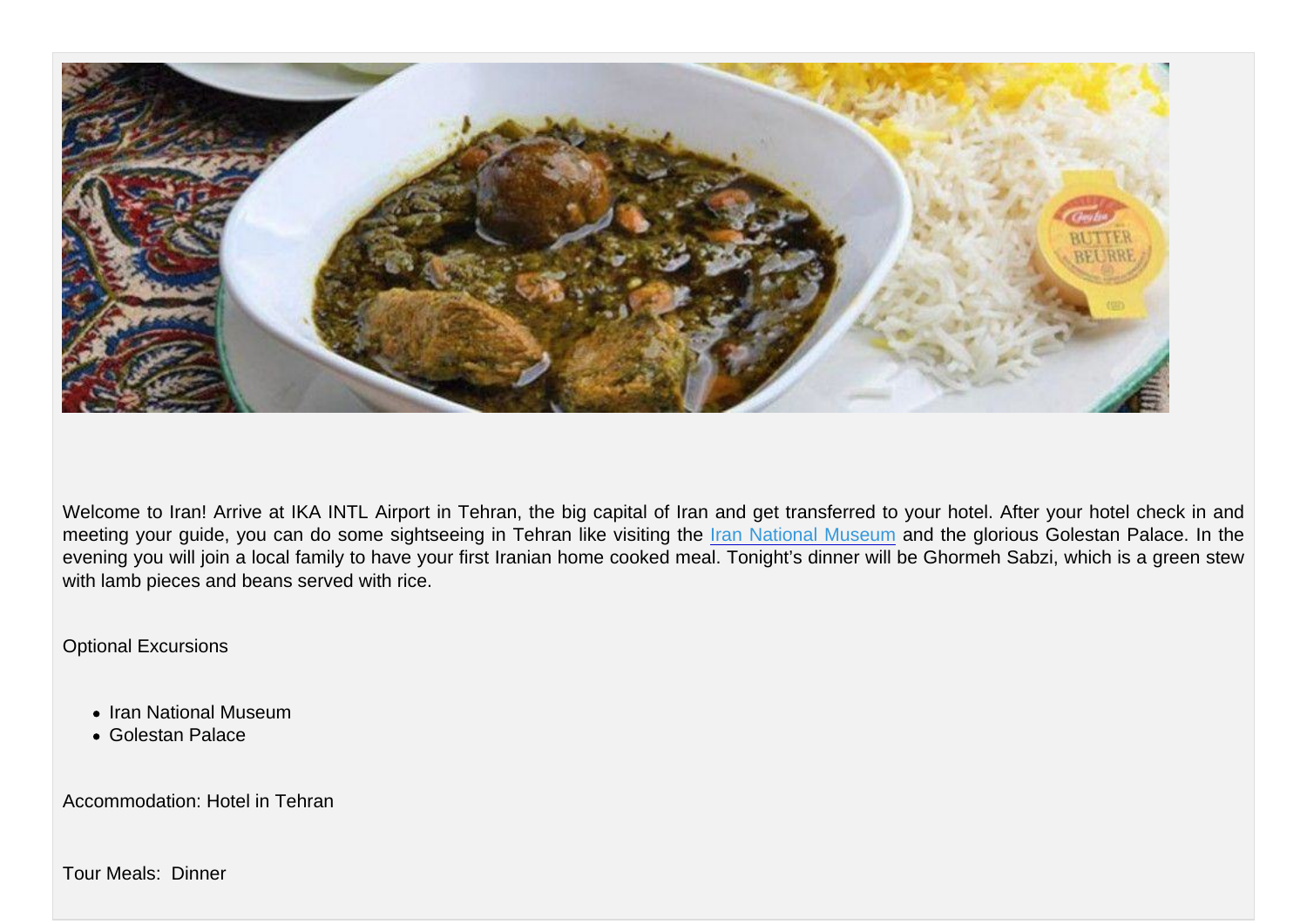Welcome to Iran! Arrive at IKA INTL Airport in Tehran, the big capital of Iran and get transferred to your hotel. After your hotel check in and meeting your guide, you can do some sightseeing in Tehran like visiting the [Iran National Museum]() and the glorious Golestan Palace. In the evening you will join a local family to have your first Iranian home cooked meal. Tonight's dinner will be Ghormeh Sabzi, which is a green stew with lamb pieces and beans served with rice.

Optional Excursions

- Iran National Museum
- Golestan Palace

Accommodation: Hotel in Tehran

Tour Meals: Dinner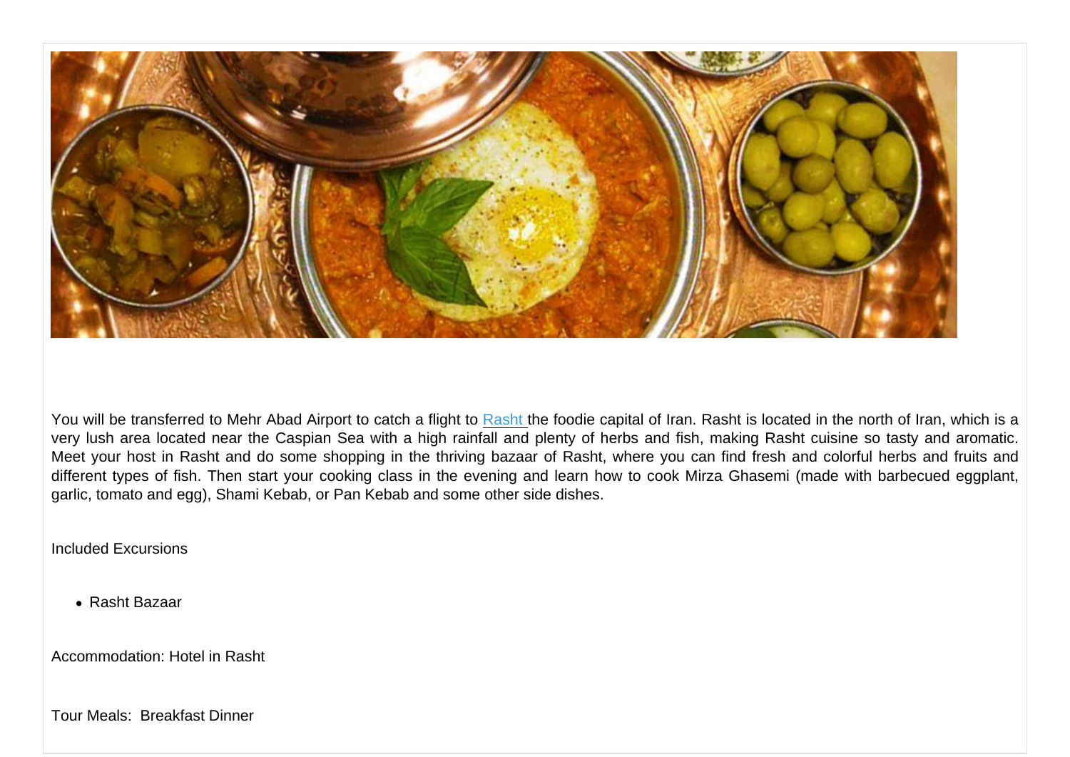You will be transferred to Mehr Abad Airport to catch a flight to Rasht the foodie capital of Iran. Rasht is located in the north of Iran, which is a very lush area located near the Caspian Sea with a high rainfall and plenty of herbs and fish, making Rasht cuisine so tasty and aromatic. Meet your host in Rasht and do some shopping in the thriving bazaar of Rasht, where you can find fresh and colorful herbs and fruits and different types of fish. Then start your cooking class in the evening and learn how to cook Mirza Ghasemi (made with barbecued eggplant, garlic, tomato and egg), Shami Kebab, or Pan Kebab and some other side dishes.

Included Excursions

- Rasht Bazaar

Accommodation: Hotel in Rasht

Tour Meals: Breakfast Dinner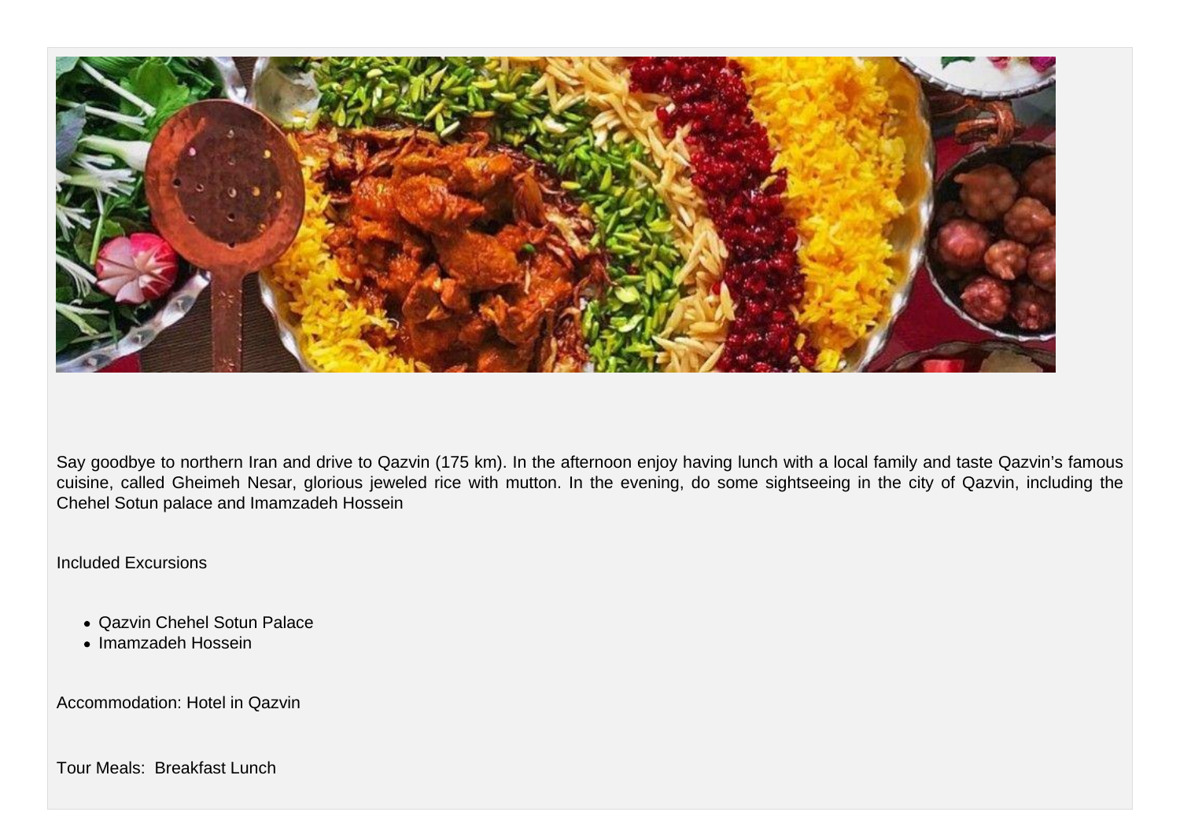Say goodbye to northern Iran and drive to Qazvin (175 km). In the afternoon enjoy having lunch with a local family and taste Qazvin's famous cuisine, called Gheimeh Nesar, glorious jeweled rice with mutton. In the evening, do some sightseeing in the city of Qazvin, including the Chehel Sotun palace and Imamzadeh Hossein

Included Excursions

- Qazvin Chehel Sotun Palace
- Imamzadeh Hossein

Accommodation: Hotel in Qazvin

Tour Meals: Breakfast Lunch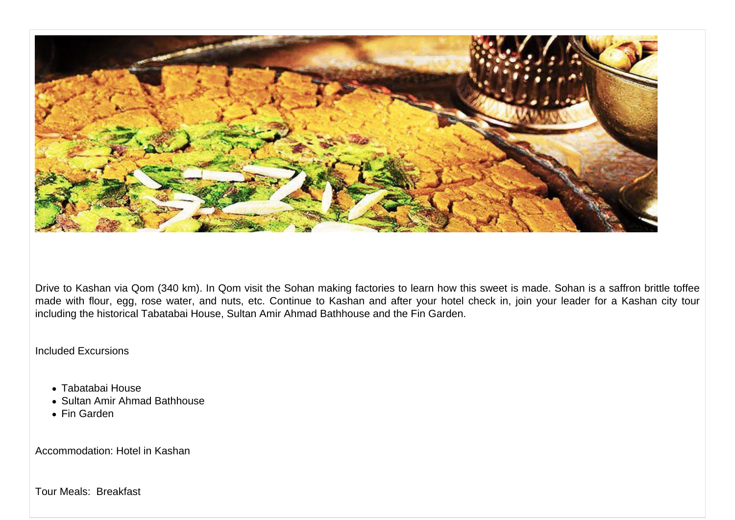Drive to Kashan via Qom (340 km). In Qom visit the Sohan making factories to learn how this sweet is made. Sohan is a saffron brittle toffee made with flour, egg, rose water, and nuts, etc. Continue to Kashan and after your hotel check in, join your leader for a Kashan city tour including the historical Tabatabai House, Sultan Amir Ahmad Bathhouse and the Fin Garden.

Included Excursions

- Tabatabai House
- Sultan Amir Ahmad Bathhouse
- Fin Garden

Accommodation: Hotel in Kashan

Tour Meals: Breakfast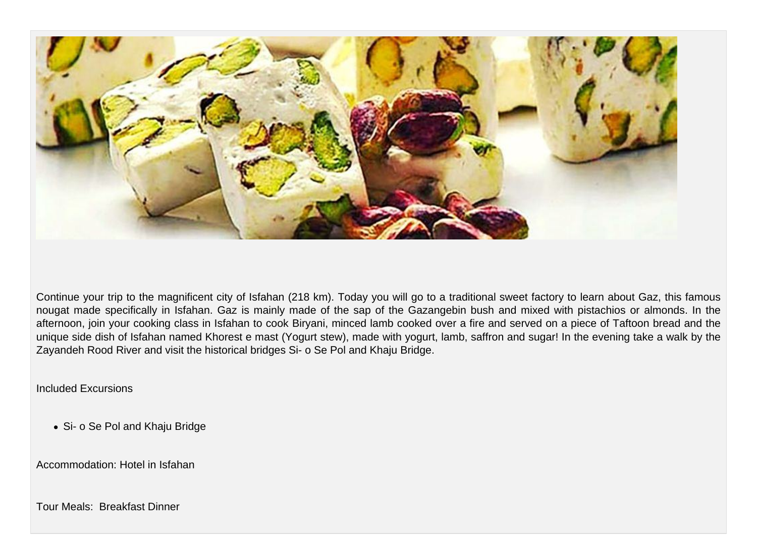Continue your trip to the magnificent city of Isfahan (218 km). Today you will go to a traditional sweet factory to learn about Gaz, this famous nougat made specifically in Isfahan. Gaz is mainly made of the sap of the Gazangebin bush and mixed with pistachios or almonds. In the afternoon, join your cooking class in Isfahan to cook Biryani, minced lamb cooked over a fire and served on a piece of Taftoon bread and the unique side dish of Isfahan named Khorest e mast (Yogurt stew), made with yogurt, lamb, saffron and sugar! In the evening take a walk by the Zayandeh Rood River and visit the historical bridges Si- o Se Pol and Khaju Bridge.

Included Excursions

- Si- o Se Pol and Khaju Bridge

Accommodation: Hotel in Isfahan

Tour Meals: Breakfast Dinner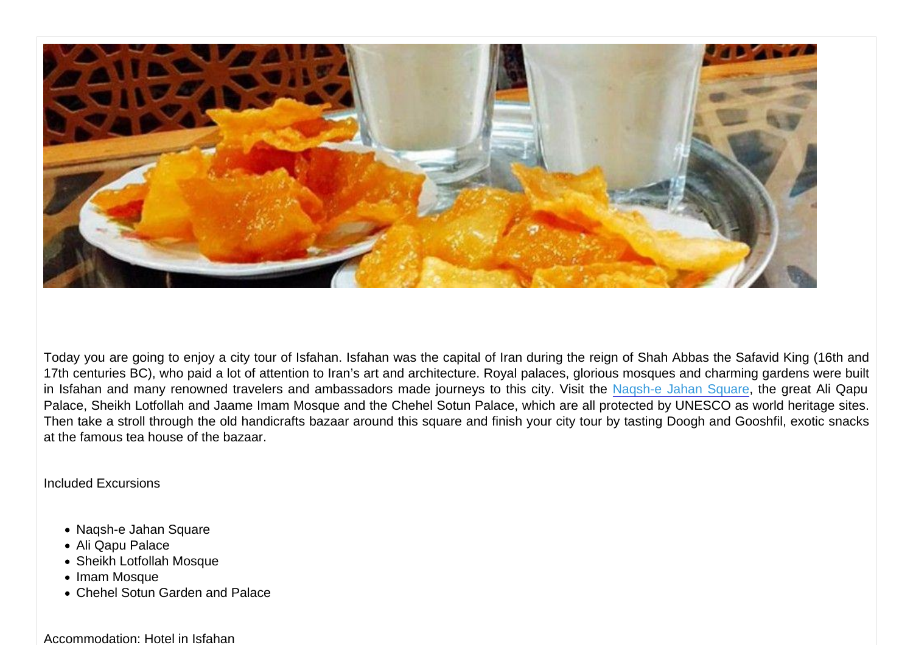Today you are going to enjoy a city tour of Isfahan. Isfahan was the capital of Iran during the reign of Shah Abbas the Safavid King (16th and 17th centuries BC), who paid a lot of attention to Iran's art and architecture. Royal palaces, glorious mosques and charming gardens were built in Isfahan and many renowned travelers and ambassadors made journeys to this city. Visit the Naqsh-e Jahan Square, the great Ali Qapu Palace, Sheikh Lotfollah and Jaame Imam Mosque and the Chehel Sotun Palace, which are all protected by UNESCO as world heritage sites. Then take a stroll through the old handicrafts bazaar around this square and finish your city tour by tasting Doogh and Gooshfil, exotic snacks at the famous tea house of the bazaar.

Included Excursions

- Naqsh-e Jahan Square
- Ali Qapu Palace
- Sheikh Lotfollah Mosque
- Imam Mosque
- Chehel Sotun Garden and Palace

Accommodation: Hotel in Isfahan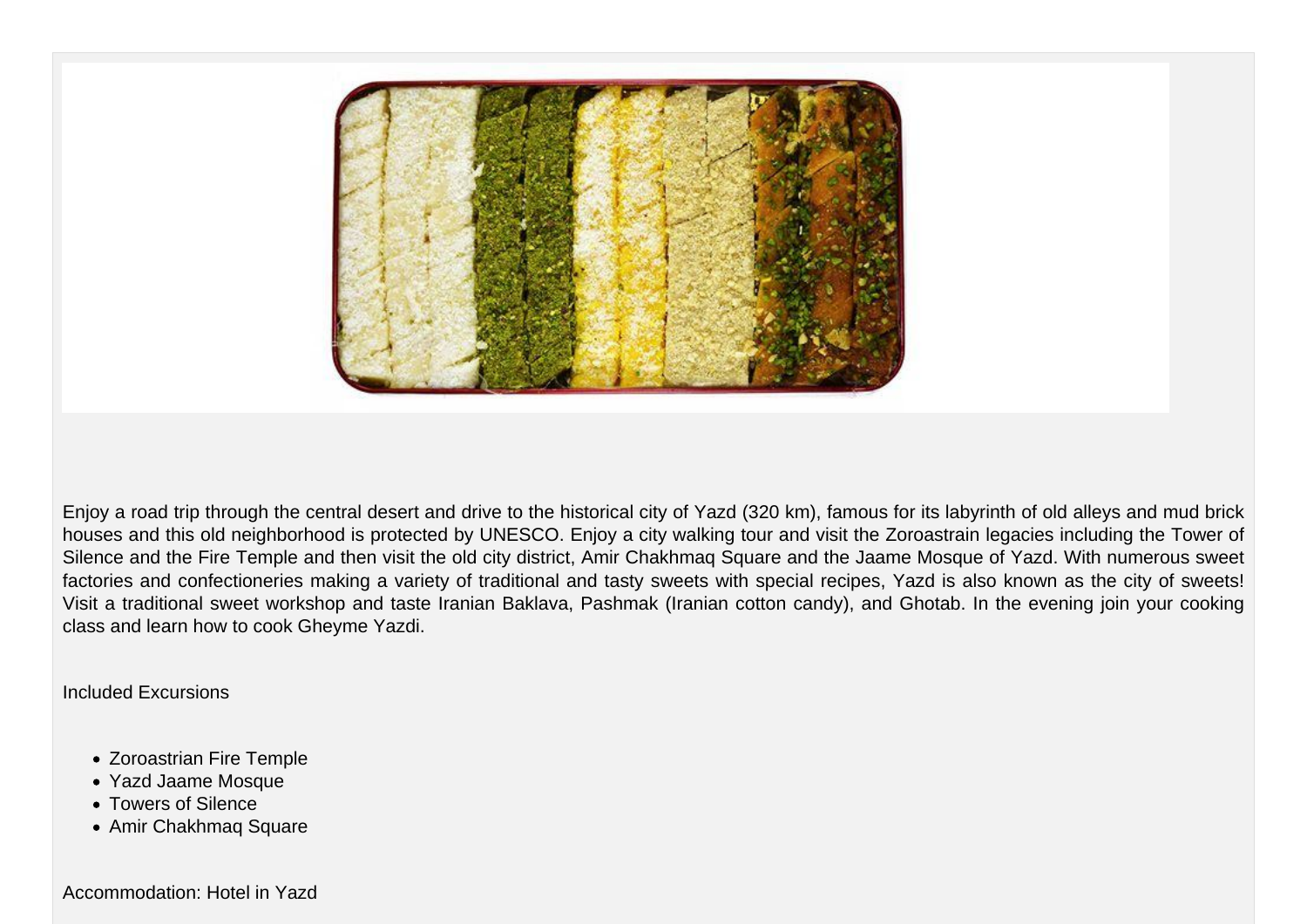Enjoy a road trip through the central desert and drive to the historical city of Yazd (320 km), famous for its labyrinth of old alleys and mud brick houses and this old neighborhood is protected by UNESCO. Enjoy a city walking tour and visit the Zoroastrain legacies including the Tower of Silence and the Fire Temple and then visit the old city district, Amir Chakhmaq Square and the Jaame Mosque of Yazd. With numerous sweet factories and confectioneries making a variety of traditional and tasty sweets with special recipes, Yazd is also known as the city of sweets! Visit a traditional sweet workshop and taste Iranian Baklava, Pashmak (Iranian cotton candy), and Ghotab. In the evening join your cooking class and learn how to cook Gheyme Yazdi.

Included Excursions

- Zoroastrian Fire Temple
- Yazd Jaame Mosque
- Towers of Silence
- Amir Chakhmaq Square

Accommodation: Hotel in Yazd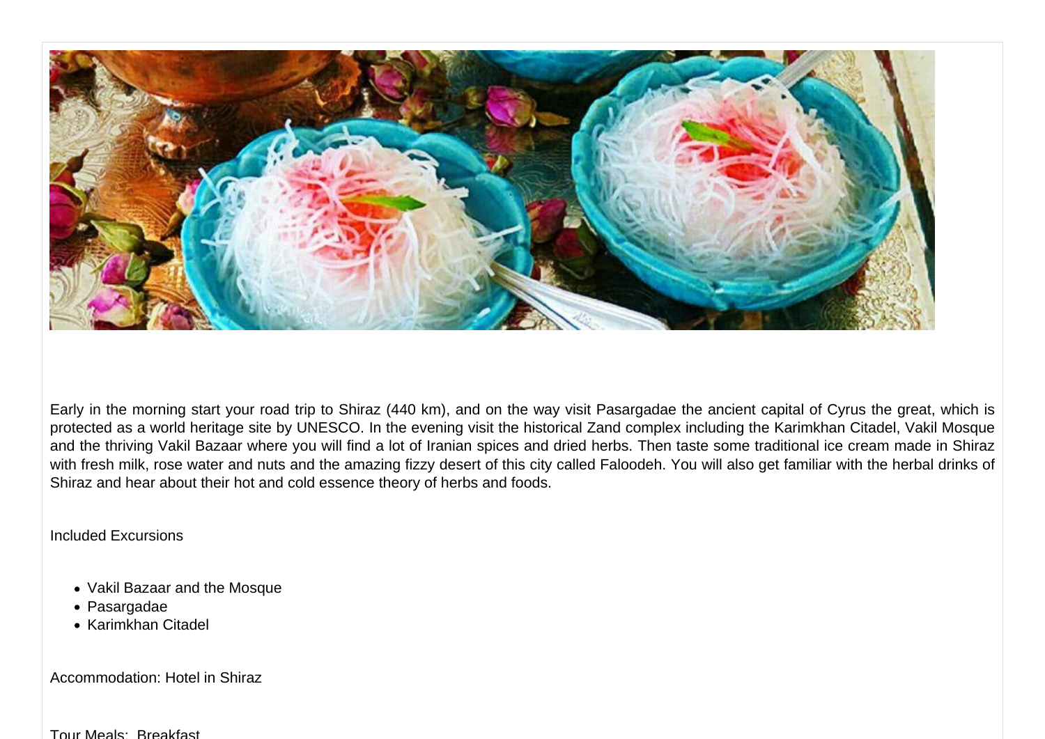Early in the morning start your road trip to Shiraz (440 km), and on the way visit Pasargadae the ancient capital of Cyrus the great, which is protected as a world heritage site by UNESCO. In the evening visit the historical Zand complex including the Karimkhan Citadel, Vakil Mosque and the thriving Vakil Bazaar where you will find a lot of Iranian spices and dried herbs. Then taste some traditional ice cream made in Shiraz with fresh milk, rose water and nuts and the amazing fizzy desert of this city called Faloodeh. You will also get familiar with the herbal drinks of Shiraz and hear about their hot and cold essence theory of herbs and foods.

Included Excursions

- Vakil Bazaar and the Mosque
- Pasargadae
- Karimkhan Citadel

Accommodation: Hotel in Shiraz

Tour Meals: Breakfast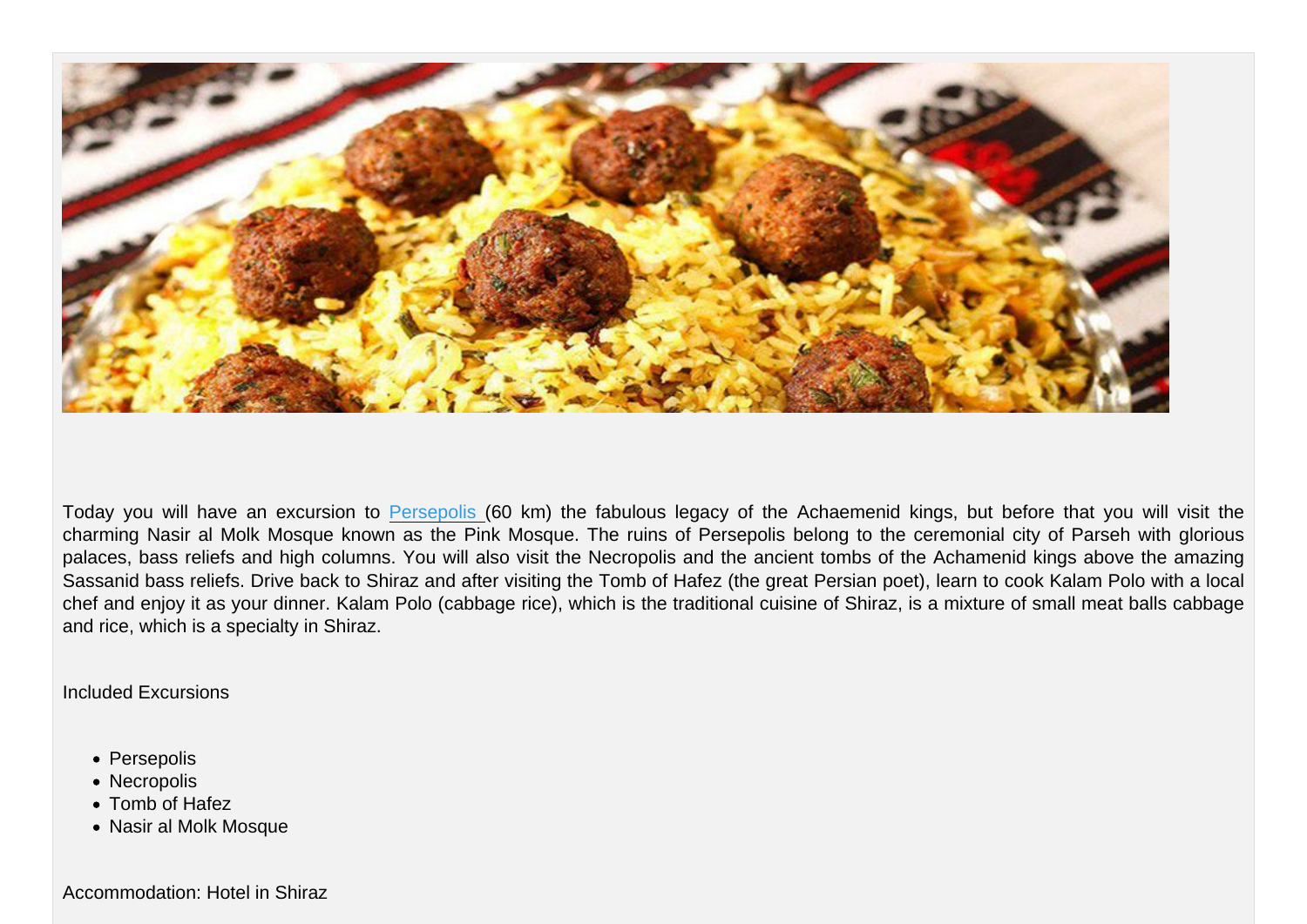Today you will have an excursion to Persepolis (60 km) the fabulous legacy of the Achaemenid kings, but before that you will visit the charming Nasir al Molk Mosque known as the Pink Mosque. The ruins of Persepolis belong to the ceremonial city of Parseh with glorious palaces, bass reliefs and high columns. You will also visit the Necropolis and the ancient tombs of the Achamenid kings above the amazing Sassanid bass reliefs. Drive back to Shiraz and after visiting the Tomb of Hafez (the great Persian poet), learn to cook Kalam Polo with a local chef and enjoy it as your dinner. Kalam Polo (cabbage rice), which is the traditional cuisine of Shiraz, is a mixture of small meat balls cabbage and rice, which is a specialty in Shiraz.

Included Excursions

- Persepolis
- Necropolis
- Tomb of Hafez
- Nasir al Molk Mosque

Accommodation: Hotel in Shiraz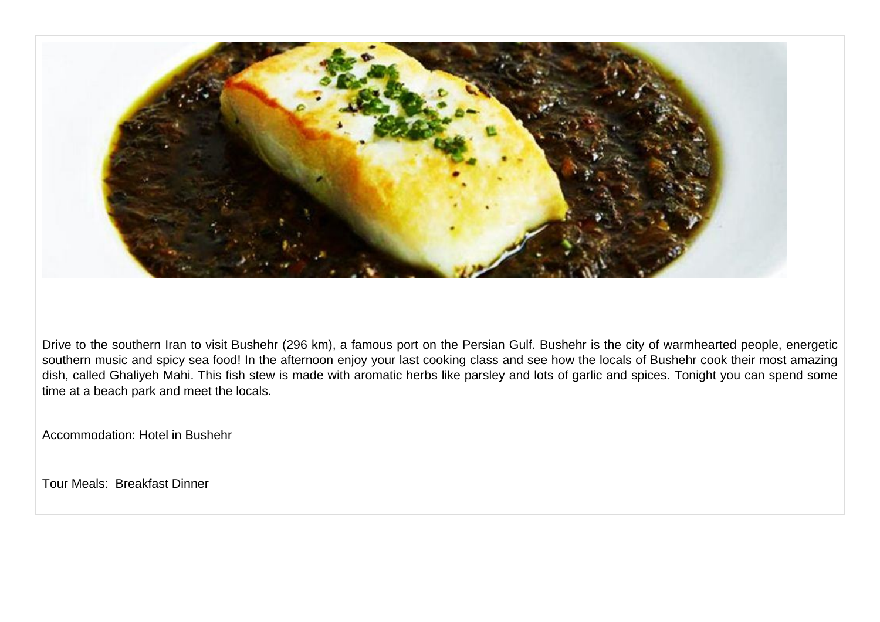Drive to the southern Iran to visit Bushehr (296 km), a famous port on the Persian Gulf. Bushehr is the city of warmhearted people, energetic southern music and spicy sea food! In the afternoon enjoy your last cooking class and see how the locals of Bushehr cook their most amazing dish, called Ghaliyeh Mahi. This fish stew is made with aromatic herbs like parsley and lots of garlic and spices. Tonight you can spend some time at a beach park and meet the locals.

Accommodation: Hotel in Bushehr

Tour Meals:  Breakfast Dinner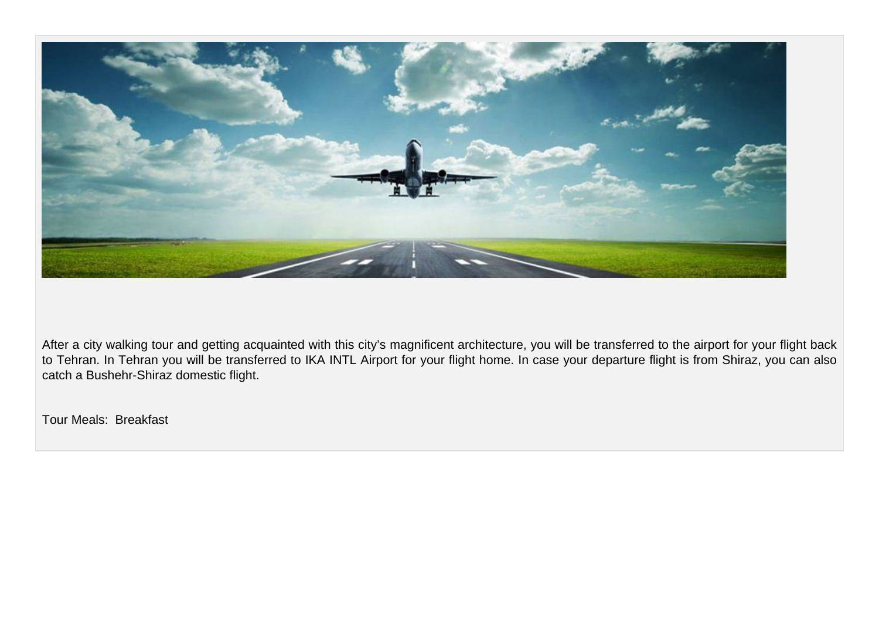After a city walking tour and getting acquainted with this city's magnificent architecture, you will be transferred to the airport for your flight back to Tehran. In Tehran you will be transferred to IKA INTL Airport for your flight home. In case your departure flight is from Shiraz, you can also catch a Bushehr-Shiraz domestic flight.

Tour Meals:  Breakfast